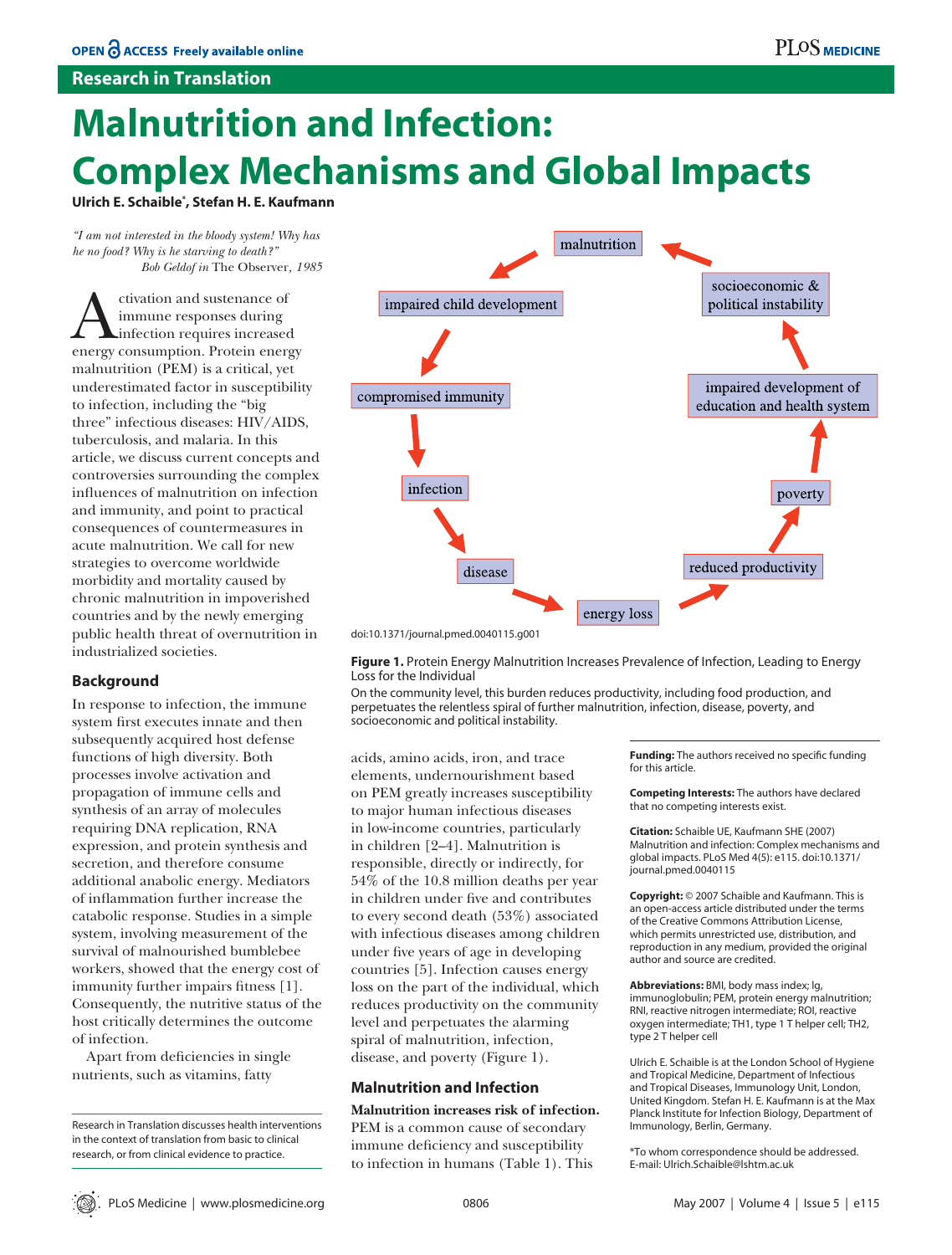Research in Translation

# Malnutrition and Infection: Complex Mechanisms and Global Impacts

**Ulrich E. Schaible*, Stefan H. E. Kaufmann**

*"I am not interested in the bloody system! Why has he no food? Why is he starving to death?"*
*Bob Geldof in* The Observer*, 1985*

Activation and sustenance of immune responses during infection requires increased energy consumption. Protein energy malnutrition (PEM) is a critical, yet underestimated factor in susceptibility to infection, including the "big three" infectious diseases: HIV/AIDS, tuberculosis, and malaria. In this article, we discuss current concepts and controversies surrounding the complex influences of malnutrition on infection and immunity, and point to practical consequences of countermeasures in acute malnutrition. We call for new strategies to overcome worldwide morbidity and mortality caused by chronic malnutrition in impoverished countries and by the newly emerging public health threat of overnutrition in industrialized societies.

## Background

In response to infection, the immune system first executes innate and then subsequently acquired host defense functions of high diversity. Both processes involve activation and propagation of immune cells and synthesis of an array of molecules requiring DNA replication, RNA expression, and protein synthesis and secretion, and therefore consume additional anabolic energy. Mediators of inflammation further increase the catabolic response. Studies in a simple system, involving measurement of the survival of malnourished bumblebee workers, showed that the energy cost of immunity further impairs fitness [1]. Consequently, the nutritive status of the host critically determines the outcome of infection.

Apart from deficiencies in single nutrients, such as vitamins, fatty acids, amino acids, iron, and trace elements, undernourishment based on PEM greatly increases susceptibility to major human infectious diseases in low-income countries, particularly in children [2–4]. Malnutrition is responsible, directly or indirectly, for 54% of the 10.8 million deaths per year in children under five and contributes to every second death (53%) associated with infectious diseases among children under five years of age in developing countries [5]. Infection causes energy loss on the part of the individual, which reduces productivity on the community level and perpetuates the alarming spiral of malnutrition, infection, disease, and poverty (Figure 1).

malnutrition
impaired child development
compromised immunity
infection
disease
energy loss
reduced productivity
poverty
impaired development of education and health system
socioeconomic & political instability

doi:10.1371/journal.pmed.0040115.g001

**Figure 1.** Protein Energy Malnutrition Increases Prevalence of Infection, Leading to Energy Loss for the Individual
On the community level, this burden reduces productivity, including food production, and perpetuates the relentless spiral of further malnutrition, infection, disease, poverty, and socioeconomic and political instability.

## Malnutrition and Infection

**Malnutrition increases risk of infection.** PEM is a common cause of secondary immune deficiency and susceptibility to infection in humans (Table 1). This

Research in Translation discusses health interventions in the context of translation from basic to clinical research, or from clinical evidence to practice.

**Funding:** The authors received no specific funding for this article.

**Competing Interests:** The authors have declared that no competing interests exist.

**Citation:** Schaible UE, Kaufmann SHE (2007) Malnutrition and infection: Complex mechanisms and global impacts. PLoS Med 4(5): e115. doi:10.1371/journal.pmed.0040115

**Copyright:** © 2007 Schaible and Kaufmann. This is an open-access article distributed under the terms of the Creative Commons Attribution License, which permits unrestricted use, distribution, and reproduction in any medium, provided the original author and source are credited.

**Abbreviations:** BMI, body mass index; Ig, immunoglobulin; PEM, protein energy malnutrition; RNI, reactive nitrogen intermediate; ROI, reactive oxygen intermediate; TH1, type 1 T helper cell; TH2, type 2 T helper cell

Ulrich E. Schaible is at the London School of Hygiene and Tropical Medicine, Department of Infectious and Tropical Diseases, Immunology Unit, London, United Kingdom. Stefan H. E. Kaufmann is at the Max Planck Institute for Infection Biology, Department of Immunology, Berlin, Germany.

*To whom correspondence should be addressed. E-mail: Ulrich.Schaible@lshtm.ac.uk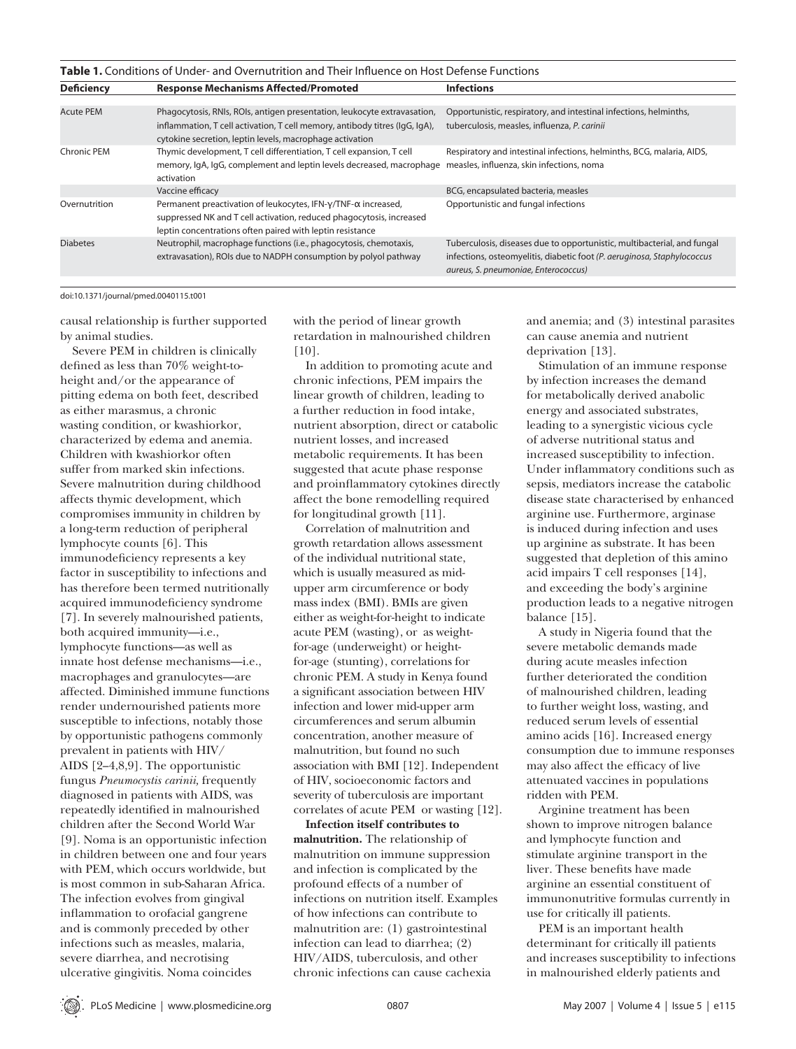**Table 1.** Conditions of Under- and Overnutrition and Their Influence on Host Defense Functions

| Deficiency | Response Mechanisms Affected/Promoted | Infections |
|---|---|---|
| Acute PEM | Phagocytosis, RNIs, ROIs, antigen presentation, leukocyte extravasation, inflammation, T cell activation, T cell memory, antibody titres (IgG, IgA), cytokine secretion, leptin levels, macrophage activation | Opportunistic, respiratory, and intestinal infections, helminths, tuberculosis, measles, influenza, *P. carinii* |
| Chronic PEM | Thymic development, T cell differentiation, T cell expansion, T cell memory, IgA, IgG, complement and leptin levels decreased, macrophage activation | Respiratory and intestinal infections, helminths, BCG, malaria, AIDS, measles, influenza, skin infections, noma |
| | Vaccine efficacy | BCG, encapsulated bacteria, measles |
| Overnutrition | Permanent preactivation of leukocytes, IFN-γ/TNF-α increased, suppressed NK and T cell activation, reduced phagocytosis, increased leptin concentrations often paired with leptin resistance | Opportunistic and fungal infections |
| Diabetes | Neutrophil, macrophage functions (i.e., phagocytosis, chemotaxis, extravasation), ROIs due to NADPH consumption by polyol pathway | Tuberculosis, diseases due to opportunistic, multibacterial, and fungal infections, osteomyelitis, diabetic foot (*P. aeruginosa, Staphylococcus aureus, S. pneumoniae, Enterococcus*) |

doi:10.1371/journal/pmed.0040115.t001

causal relationship is further supported by animal studies.

Severe PEM in children is clinically defined as less than 70% weight-to-height and/or the appearance of pitting edema on both feet, described as either marasmus, a chronic wasting condition, or kwashiorkor, characterized by edema and anemia. Children with kwashiorkor often suffer from marked skin infections. Severe malnutrition during childhood affects thymic development, which compromises immunity in children by a long-term reduction of peripheral lymphocyte counts [6]. This immunodeficiency represents a key factor in susceptibility to infections and has therefore been termed nutritionally acquired immunodeficiency syndrome [7]. In severely malnourished patients, both acquired immunity—i.e., lymphocyte functions—as well as innate host defense mechanisms—i.e., macrophages and granulocytes—are affected. Diminished immune functions render undernourished patients more susceptible to infections, notably those by opportunistic pathogens commonly prevalent in patients with HIV/AIDS [2–4,8,9]. The opportunistic fungus *Pneumocystis carinii*, frequently diagnosed in patients with AIDS, was repeatedly identified in malnourished children after the Second World War [9]. Noma is an opportunistic infection in children between one and four years with PEM, which occurs worldwide, but is most common in sub-Saharan Africa. The infection evolves from gingival inflammation to orofacial gangrene and is commonly preceded by other infections such as measles, malaria, severe diarrhea, and necrotising ulcerative gingivitis. Noma coincides with the period of linear growth retardation in malnourished children [10].

In addition to promoting acute and chronic infections, PEM impairs the linear growth of children, leading to a further reduction in food intake, nutrient absorption, direct or catabolic nutrient losses, and increased metabolic requirements. It has been suggested that acute phase response and proinflammatory cytokines directly affect the bone remodelling required for longitudinal growth [11].

Correlation of malnutrition and growth retardation allows assessment of the individual nutritional state, which is usually measured as mid-upper arm circumference or body mass index (BMI). BMIs are given either as weight-for-height to indicate acute PEM (wasting), or as weight-for-age (underweight) or height-for-age (stunting), correlations for chronic PEM. A study in Kenya found a significant association between HIV infection and lower mid-upper arm circumferences and serum albumin concentration, another measure of malnutrition, but found no such association with BMI [12]. Independent of HIV, socioeconomic factors and severity of tuberculosis are important correlates of acute PEM or wasting [12].

**Infection itself contributes to malnutrition.** The relationship of malnutrition on immune suppression and infection is complicated by the profound effects of a number of infections on nutrition itself. Examples of how infections can contribute to malnutrition are: (1) gastrointestinal infection can lead to diarrhea; (2) HIV/AIDS, tuberculosis, and other chronic infections can cause cachexia and anemia; and (3) intestinal parasites can cause anemia and nutrient deprivation [13].

Stimulation of an immune response by infection increases the demand for metabolically derived anabolic energy and associated substrates, leading to a synergistic vicious cycle of adverse nutritional status and increased susceptibility to infection. Under inflammatory conditions such as sepsis, mediators increase the catabolic disease state characterised by enhanced arginine use. Furthermore, arginase is induced during infection and uses up arginine as substrate. It has been suggested that depletion of this amino acid impairs T cell responses [14], and exceeding the body's arginine production leads to a negative nitrogen balance [15].

A study in Nigeria found that the severe metabolic demands made during acute measles infection further deteriorated the condition of malnourished children, leading to further weight loss, wasting, and reduced serum levels of essential amino acids [16]. Increased energy consumption due to immune responses may also affect the efficacy of live attenuated vaccines in populations ridden with PEM.

Arginine treatment has been shown to improve nitrogen balance and lymphocyte function and stimulate arginine transport in the liver. These benefits have made arginine an essential constituent of immunonutritive formulas currently in use for critically ill patients.

PEM is an important health determinant for critically ill patients and increases susceptibility to infections in malnourished elderly patients and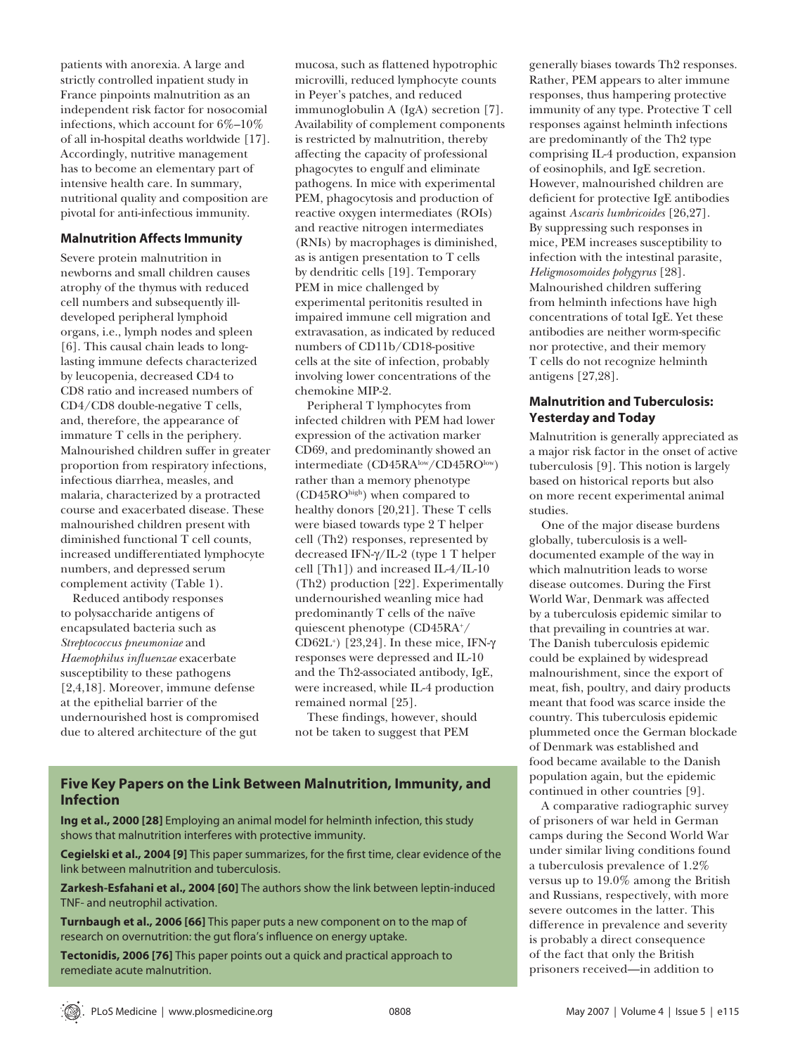patients with anorexia. A large and strictly controlled inpatient study in France pinpoints malnutrition as an independent risk factor for nosocomial infections, which account for 6%–10% of all in-hospital deaths worldwide [17]. Accordingly, nutritive management has to become an elementary part of intensive health care. In summary, nutritional quality and composition are pivotal for anti-infectious immunity.

## Malnutrition Affects Immunity

Severe protein malnutrition in newborns and small children causes atrophy of the thymus with reduced cell numbers and subsequently ill-developed peripheral lymphoid organs, i.e., lymph nodes and spleen [6]. This causal chain leads to long-lasting immune defects characterized by leucopenia, decreased CD4 to CD8 ratio and increased numbers of CD4/CD8 double-negative T cells, and, therefore, the appearance of immature T cells in the periphery. Malnourished children suffer in greater proportion from respiratory infections, infectious diarrhea, measles, and malaria, characterized by a protracted course and exacerbated disease. These malnourished children present with diminished functional T cell counts, increased undifferentiated lymphocyte numbers, and depressed serum complement activity (Table 1).

Reduced antibody responses to polysaccharide antigens of encapsulated bacteria such as *Streptococcus pneumoniae* and *Haemophilus influenzae* exacerbate susceptibility to these pathogens [2,4,18]. Moreover, immune defense at the epithelial barrier of the undernourished host is compromised due to altered architecture of the gut mucosa, such as flattened hypotrophic microvilli, reduced lymphocyte counts in Peyer's patches, and reduced immunoglobulin A (IgA) secretion [7]. Availability of complement components is restricted by malnutrition, thereby affecting the capacity of professional phagocytes to engulf and eliminate pathogens. In mice with experimental PEM, phagocytosis and production of reactive oxygen intermediates (ROIs) and reactive nitrogen intermediates (RNIs) by macrophages is diminished, as is antigen presentation to T cells by dendritic cells [19]. Temporary PEM in mice challenged by experimental peritonitis resulted in impaired immune cell migration and extravasation, as indicated by reduced numbers of CD11b/CD18-positive cells at the site of infection, probably involving lower concentrations of the chemokine MIP-2.

Peripheral T lymphocytes from infected children with PEM had lower expression of the activation marker CD69, and predominantly showed an intermediate ($CD45RA^{low}$/$CD45RO^{low}$) rather than a memory phenotype ($CD45RO^{high}$) when compared to healthy donors [20,21]. These T cells were biased towards type 2 T helper cell (Th2) responses, represented by decreased IFN-γ/IL-2 (type 1 T helper cell [Th1]) and increased IL-4/IL-10 (Th2) production [22]. Experimentally undernourished weanling mice had predominantly T cells of the naïve quiescent phenotype ($CD45RA^{+}$/$CD62L^{+}$) [23,24]. In these mice, IFN-γ responses were depressed and IL-10 and the Th2-associated antibody, IgE, were increased, while IL-4 production remained normal [25].

These findings, however, should not be taken to suggest that PEM generally biases towards Th2 responses. Rather, PEM appears to alter immune responses, thus hampering protective immunity of any type. Protective T cell responses against helminth infections are predominantly of the Th2 type comprising IL-4 production, expansion of eosinophils, and IgE secretion. However, malnourished children are deficient for protective IgE antibodies against *Ascaris lumbricoides* [26,27]. By suppressing such responses in mice, PEM increases susceptibility to infection with the intestinal parasite, *Heligmosomoides polygyrus* [28]. Malnourished children suffering from helminth infections have high concentrations of total IgE. Yet these antibodies are neither worm-specific nor protective, and their memory T cells do not recognize helminth antigens [27,28].

## Five Key Papers on the Link Between Malnutrition, Immunity, and Infection

**Ing et al., 2000 [28]** Employing an animal model for helminth infection, this study shows that malnutrition interferes with protective immunity.

**Cegielski et al., 2004 [9]** This paper summarizes, for the first time, clear evidence of the link between malnutrition and tuberculosis.

**Zarkesh-Esfahani et al., 2004 [60]** The authors show the link between leptin-induced TNF- and neutrophil activation.

**Turnbaugh et al., 2006 [66]** This paper puts a new component on to the map of research on overnutrition: the gut flora's influence on energy uptake.

**Tectonidis, 2006 [76]** This paper points out a quick and practical approach to remediate acute malnutrition.

## Malnutrition and Tuberculosis: Yesterday and Today

Malnutrition is generally appreciated as a major risk factor in the onset of active tuberculosis [9]. This notion is largely based on historical reports but also on more recent experimental animal studies.

One of the major disease burdens globally, tuberculosis is a well-documented example of the way in which malnutrition leads to worse disease outcomes. During the First World War, Denmark was affected by a tuberculosis epidemic similar to that prevailing in countries at war. The Danish tuberculosis epidemic could be explained by widespread malnourishment, since the export of meat, fish, poultry, and dairy products meant that food was scarce inside the country. This tuberculosis epidemic plummeted once the German blockade of Denmark was established and food became available to the Danish population again, but the epidemic continued in other countries [9].

A comparative radiographic survey of prisoners of war held in German camps during the Second World War under similar living conditions found a tuberculosis prevalence of 1.2% versus up to 19.0% among the British and Russians, respectively, with more severe outcomes in the latter. This difference in prevalence and severity is probably a direct consequence of the fact that only the British prisoners received—in addition to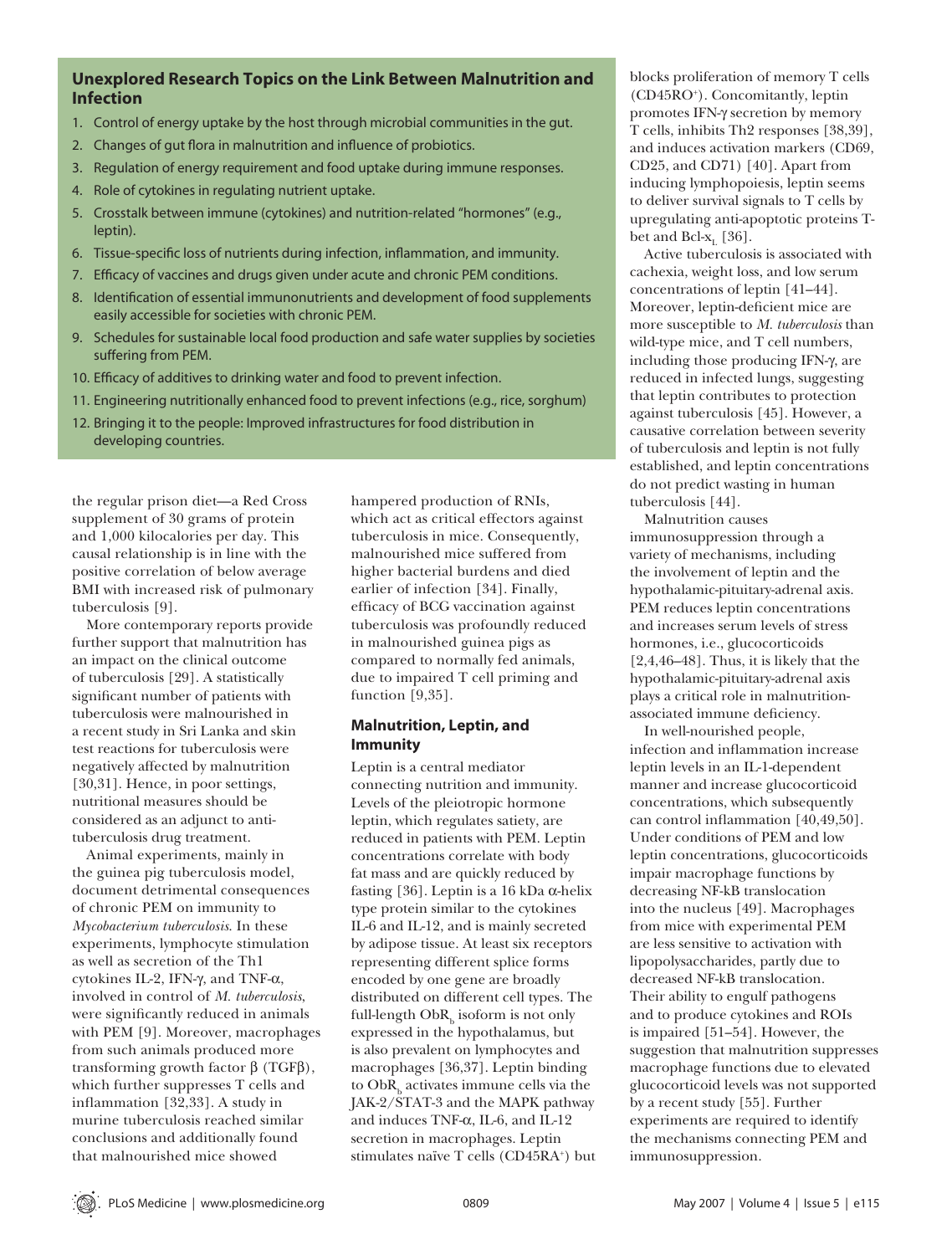## Unexplored Research Topics on the Link Between Malnutrition and Infection

1. Control of energy uptake by the host through microbial communities in the gut.
2. Changes of gut flora in malnutrition and influence of probiotics.
3. Regulation of energy requirement and food uptake during immune responses.
4. Role of cytokines in regulating nutrient uptake.
5. Crosstalk between immune (cytokines) and nutrition-related "hormones" (e.g., leptin).
6. Tissue-specific loss of nutrients during infection, inflammation, and immunity.
7. Efficacy of vaccines and drugs given under acute and chronic PEM conditions.
8. Identification of essential immunonutrients and development of food supplements easily accessible for societies with chronic PEM.
9. Schedules for sustainable local food production and safe water supplies by societies suffering from PEM.
10. Efficacy of additives to drinking water and food to prevent infection.
11. Engineering nutritionally enhanced food to prevent infections (e.g., rice, sorghum)
12. Bringing it to the people: Improved infrastructures for food distribution in developing countries.

the regular prison diet—a Red Cross supplement of 30 grams of protein and 1,000 kilocalories per day. This causal relationship is in line with the positive correlation of below average BMI with increased risk of pulmonary tuberculosis [9].

More contemporary reports provide further support that malnutrition has an impact on the clinical outcome of tuberculosis [29]. A statistically significant number of patients with tuberculosis were malnourished in a recent study in Sri Lanka and skin test reactions for tuberculosis were negatively affected by malnutrition [30,31]. Hence, in poor settings, nutritional measures should be considered as an adjunct to anti-tuberculosis drug treatment.

Animal experiments, mainly in the guinea pig tuberculosis model, document detrimental consequences of chronic PEM on immunity to *Mycobacterium tuberculosis.* In these experiments, lymphocyte stimulation as well as secretion of the Th1 cytokines IL-2, IFN-γ, and TNF-α, involved in control of *M. tuberculosis*, were significantly reduced in animals with PEM [9]. Moreover, macrophages from such animals produced more transforming growth factor β (TGFβ), which further suppresses T cells and inflammation [32,33]. A study in murine tuberculosis reached similar conclusions and additionally found that malnourished mice showed hampered production of RNIs, which act as critical effectors against tuberculosis in mice. Consequently, malnourished mice suffered from higher bacterial burdens and died earlier of infection [34]. Finally, efficacy of BCG vaccination against tuberculosis was profoundly reduced in malnourished guinea pigs as compared to normally fed animals, due to impaired T cell priming and function [9,35].

### Malnutrition, Leptin, and Immunity

Leptin is a central mediator connecting nutrition and immunity. Levels of the pleiotropic hormone leptin, which regulates satiety, are reduced in patients with PEM. Leptin concentrations correlate with body fat mass and are quickly reduced by fasting [36]. Leptin is a 16 kDa α-helix type protein similar to the cytokines IL-6 and IL-12, and is mainly secreted by adipose tissue. At least six receptors representing different splice forms encoded by one gene are broadly distributed on different cell types. The full-length $ObR_b$ isoform is not only expressed in the hypothalamus, but is also prevalent on lymphocytes and macrophages [36,37]. Leptin binding to $ObR_b$ activates immune cells via the JAK-2/STAT-3 and the MAPK pathway and induces TNF-α, IL-6, and IL-12 secretion in macrophages. Leptin stimulates naïve T cells ($CD45RA^+$) but blocks proliferation of memory T cells ($CD45RO^+$). Concomitantly, leptin promotes IFN-γ secretion by memory T cells, inhibits Th2 responses [38,39], and induces activation markers (CD69, CD25, and CD71) [40]. Apart from inducing lymphopoiesis, leptin seems to deliver survival signals to T cells by upregulating anti-apoptotic proteins T-bet and $Bcl\text{-}x_L$ [36].

Active tuberculosis is associated with cachexia, weight loss, and low serum concentrations of leptin [41–44]. Moreover, leptin-deficient mice are more susceptible to *M. tuberculosis* than wild-type mice, and T cell numbers, including those producing IFN-γ, are reduced in infected lungs, suggesting that leptin contributes to protection against tuberculosis [45]. However, a causative correlation between severity of tuberculosis and leptin is not fully established, and leptin concentrations do not predict wasting in human tuberculosis [44].

Malnutrition causes immunosuppression through a variety of mechanisms, including the involvement of leptin and the hypothalamic-pituitary-adrenal axis. PEM reduces leptin concentrations and increases serum levels of stress hormones, i.e., glucocorticoids [2,4,46–48]. Thus, it is likely that the hypothalamic-pituitary-adrenal axis plays a critical role in malnutrition-associated immune deficiency.

In well-nourished people, infection and inflammation increase leptin levels in an IL-1-dependent manner and increase glucocorticoid concentrations, which subsequently can control inflammation [40,49,50]. Under conditions of PEM and low leptin concentrations, glucocorticoids impair macrophage functions by decreasing NF-kB translocation into the nucleus [49]. Macrophages from mice with experimental PEM are less sensitive to activation with lipopolysaccharides, partly due to decreased NF-kB translocation. Their ability to engulf pathogens and to produce cytokines and ROIs is impaired [51–54]. However, the suggestion that malnutrition suppresses macrophage functions due to elevated glucocorticoid levels was not supported by a recent study [55]. Further experiments are required to identify the mechanisms connecting PEM and immunosuppression.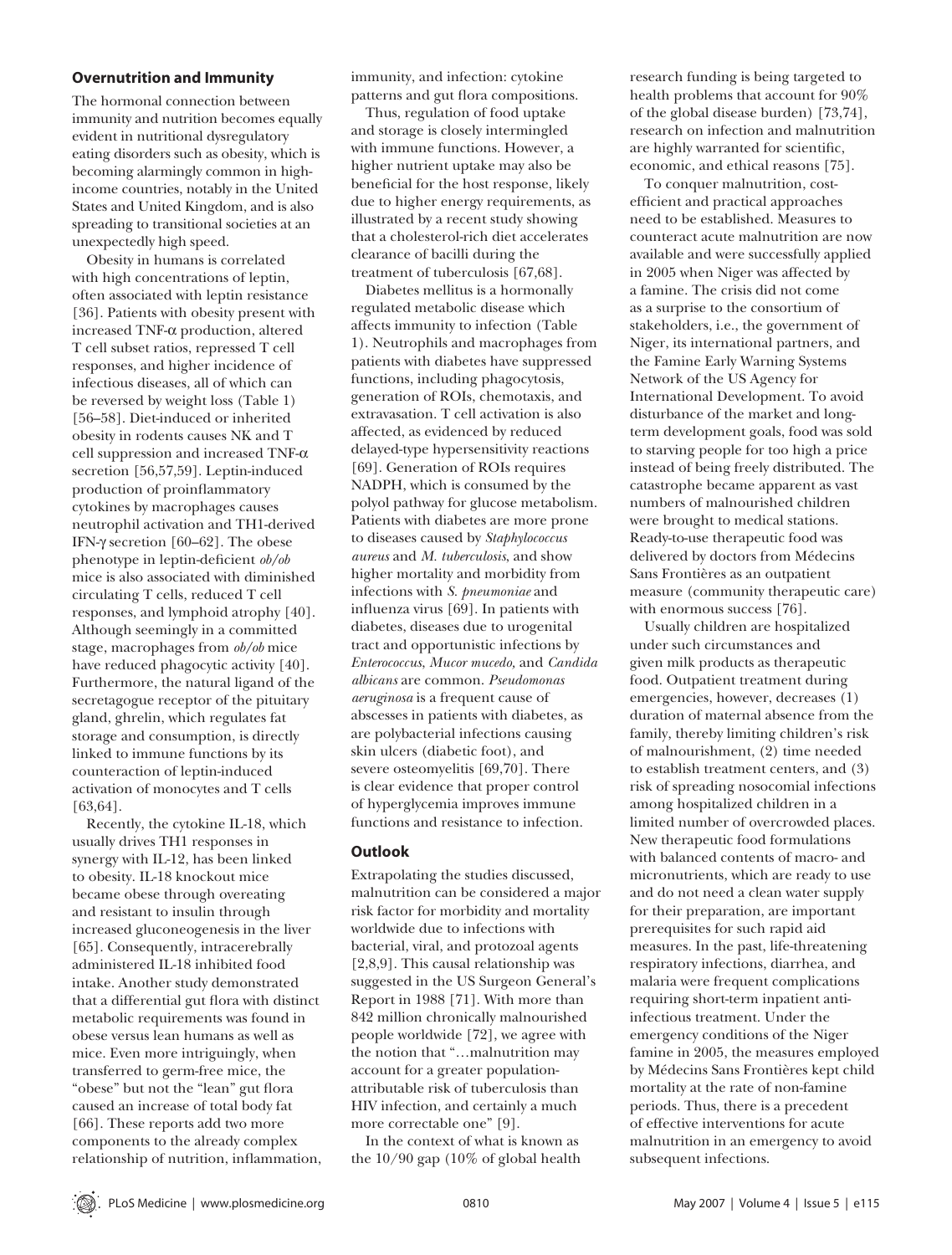### Overnutrition and Immunity

The hormonal connection between immunity and nutrition becomes equally evident in nutritional dysregulatory eating disorders such as obesity, which is becoming alarmingly common in high-income countries, notably in the United States and United Kingdom, and is also spreading to transitional societies at an unexpectedly high speed.

Obesity in humans is correlated with high concentrations of leptin, often associated with leptin resistance [36]. Patients with obesity present with increased TNF-α production, altered T cell subset ratios, repressed T cell responses, and higher incidence of infectious diseases, all of which can be reversed by weight loss (Table 1) [56–58]. Diet-induced or inherited obesity in rodents causes NK and T cell suppression and increased TNF-α secretion [56,57,59]. Leptin-induced production of proinflammatory cytokines by macrophages causes neutrophil activation and TH1-derived IFN-γ secretion [60–62]. The obese phenotype in leptin-deficient *ob/ob* mice is also associated with diminished circulating T cells, reduced T cell responses, and lymphoid atrophy [40]. Although seemingly in a committed stage, macrophages from *ob/ob* mice have reduced phagocytic activity [40]. Furthermore, the natural ligand of the secretagogue receptor of the pituitary gland, ghrelin, which regulates fat storage and consumption, is directly linked to immune functions by its counteraction of leptin-induced activation of monocytes and T cells [63,64].

Recently, the cytokine IL-18, which usually drives TH1 responses in synergy with IL-12, has been linked to obesity. IL-18 knockout mice became obese through overeating and resistant to insulin through increased gluconeogenesis in the liver [65]. Consequently, intracerebrally administered IL-18 inhibited food intake. Another study demonstrated that a differential gut flora with distinct metabolic requirements was found in obese versus lean humans as well as mice. Even more intriguingly, when transferred to germ-free mice, the "obese" but not the "lean" gut flora caused an increase of total body fat [66]. These reports add two more components to the already complex relationship of nutrition, inflammation, immunity, and infection: cytokine patterns and gut flora compositions.

Thus, regulation of food uptake and storage is closely intermingled with immune functions. However, a higher nutrient uptake may also be beneficial for the host response, likely due to higher energy requirements, as illustrated by a recent study showing that a cholesterol-rich diet accelerates clearance of bacilli during the treatment of tuberculosis [67,68].

Diabetes mellitus is a hormonally regulated metabolic disease which affects immunity to infection (Table 1). Neutrophils and macrophages from patients with diabetes have suppressed functions, including phagocytosis, generation of ROIs, chemotaxis, and extravasation. T cell activation is also affected, as evidenced by reduced delayed-type hypersensitivity reactions [69]. Generation of ROIs requires NADPH, which is consumed by the polyol pathway for glucose metabolism. Patients with diabetes are more prone to diseases caused by *Staphylococcus aureus* and *M. tuberculosis*, and show higher mortality and morbidity from infections with *S. pneumoniae* and influenza virus [69]. In patients with diabetes, diseases due to urogenital tract and opportunistic infections by *Enterococcus*, *Mucor mucedo*, and *Candida albicans* are common. *Pseudomonas aeruginosa* is a frequent cause of abscesses in patients with diabetes, as are polybacterial infections causing skin ulcers (diabetic foot), and severe osteomyelitis [69,70]. There is clear evidence that proper control of hyperglycemia improves immune functions and resistance to infection.

### Outlook

Extrapolating the studies discussed, malnutrition can be considered a major risk factor for morbidity and mortality worldwide due to infections with bacterial, viral, and protozoal agents [2,8,9]. This causal relationship was suggested in the US Surgeon General's Report in 1988 [71]. With more than 842 million chronically malnourished people worldwide [72], we agree with the notion that "…malnutrition may account for a greater population-attributable risk of tuberculosis than HIV infection, and certainly a much more correctable one" [9].

In the context of what is known as the 10/90 gap (10% of global health research funding is being targeted to health problems that account for 90% of the global disease burden) [73,74], research on infection and malnutrition are highly warranted for scientific, economic, and ethical reasons [75].

To conquer malnutrition, cost-efficient and practical approaches need to be established. Measures to counteract acute malnutrition are now available and were successfully applied in 2005 when Niger was affected by a famine. The crisis did not come as a surprise to the consortium of stakeholders, i.e., the government of Niger, its international partners, and the Famine Early Warning Systems Network of the US Agency for International Development. To avoid disturbance of the market and long-term development goals, food was sold to starving people for too high a price instead of being freely distributed. The catastrophe became apparent as vast numbers of malnourished children were brought to medical stations. Ready-to-use therapeutic food was delivered by doctors from Médecins Sans Frontières as an outpatient measure (community therapeutic care) with enormous success [76].

Usually children are hospitalized under such circumstances and given milk products as therapeutic food. Outpatient treatment during emergencies, however, decreases (1) duration of maternal absence from the family, thereby limiting children's risk of malnourishment, (2) time needed to establish treatment centers, and (3) risk of spreading nosocomial infections among hospitalized children in a limited number of overcrowded places. New therapeutic food formulations with balanced contents of macro- and micronutrients, which are ready to use and do not need a clean water supply for their preparation, are important prerequisites for such rapid aid measures. In the past, life-threatening respiratory infections, diarrhea, and malaria were frequent complications requiring short-term inpatient anti-infectious treatment. Under the emergency conditions of the Niger famine in 2005, the measures employed by Médecins Sans Frontières kept child mortality at the rate of non-famine periods. Thus, there is a precedent of effective interventions for acute malnutrition in an emergency to avoid subsequent infections.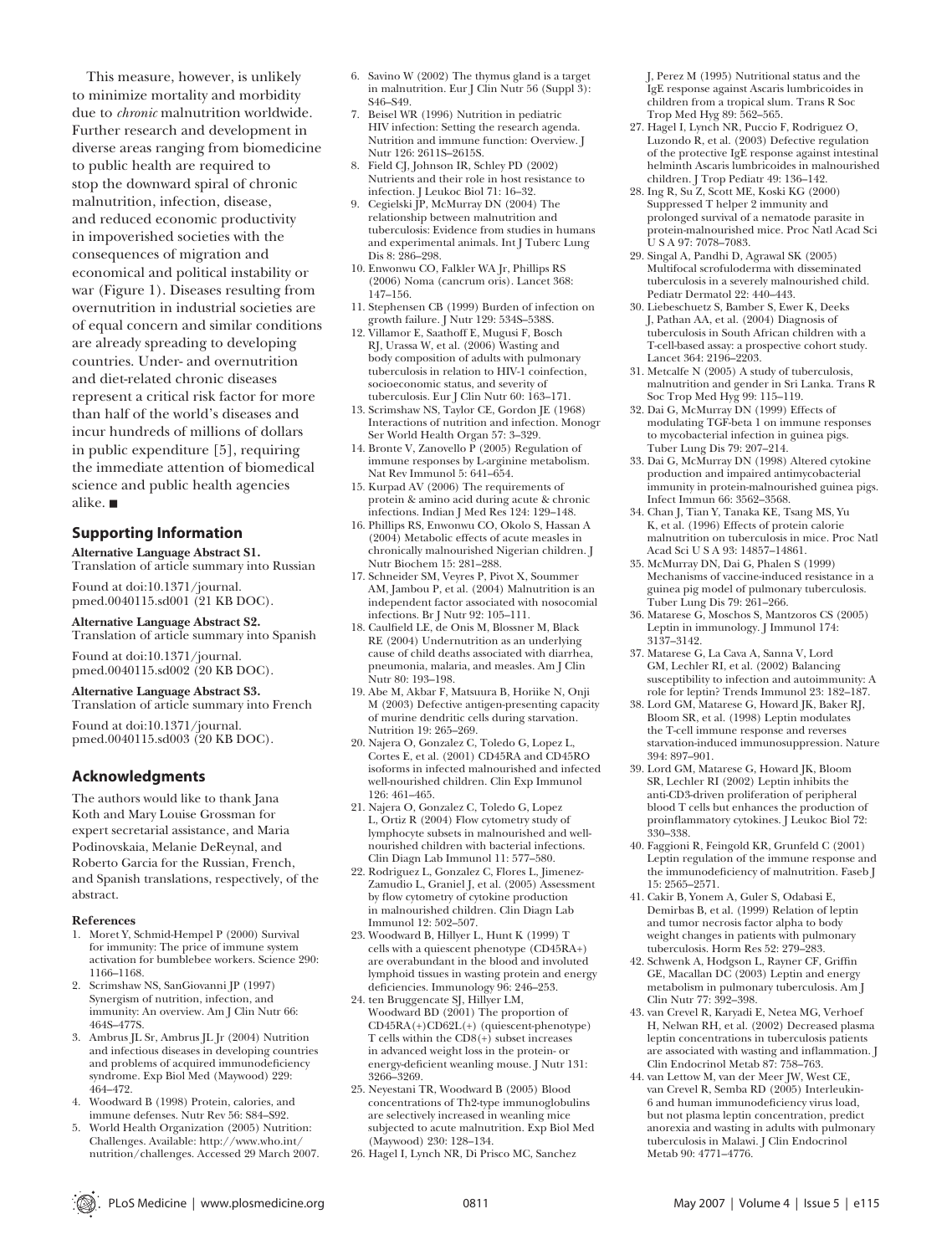This measure, however, is unlikely to minimize mortality and morbidity due to *chronic* malnutrition worldwide. Further research and development in diverse areas ranging from biomedicine to public health are required to stop the downward spiral of chronic malnutrition, infection, disease, and reduced economic productivity in impoverished societies with the consequences of migration and economical and political instability or war (Figure 1). Diseases resulting from overnutrition in industrial societies are of equal concern and similar conditions are already spreading to developing countries. Under- and overnutrition and diet-related chronic diseases represent a critical risk factor for more than half of the world's diseases and incur hundreds of millions of dollars in public expenditure [5], requiring the immediate attention of biomedical science and public health agencies alike. ■

## Supporting Information

**Alternative Language Abstract S1.** Translation of article summary into Russian

Found at doi:10.1371/journal.pmed.0040115.sd001 (21 KB DOC).

**Alternative Language Abstract S2.** Translation of article summary into Spanish

Found at doi:10.1371/journal.pmed.0040115.sd002 (20 KB DOC).

**Alternative Language Abstract S3.** Translation of article summary into French

Found at doi:10.1371/journal.pmed.0040115.sd003 (20 KB DOC).

## Acknowledgments

The authors would like to thank Jana Koth and Mary Louise Grossman for expert secretarial assistance, and Maria Podinovskaia, Melanie DeReynal, and Roberto Garcia for the Russian, French, and Spanish translations, respectively, of the abstract.

### References

1. Moret Y, Schmid-Hempel P (2000) Survival for immunity: The price of immune system activation for bumblebee workers. Science 290: 1166–1168.
2. Scrimshaw NS, SanGiovanni JP (1997) Synergism of nutrition, infection, and immunity: An overview. Am J Clin Nutr 66: 464S–477S.
3. Ambrus JL Sr, Ambrus JL Jr (2004) Nutrition and infectious diseases in developing countries and problems of acquired immunodeficiency syndrome. Exp Biol Med (Maywood) 229: 464–472.
4. Woodward B (1998) Protein, calories, and immune defenses. Nutr Rev 56: S84–S92.
5. World Health Organization (2005) Nutrition: Challenges. Available: http://www.who.int/nutrition/challenges. Accessed 29 March 2007.
6. Savino W (2002) The thymus gland is a target in malnutrition. Eur J Clin Nutr 56 (Suppl 3): S46–S49.
7. Beisel WR (1996) Nutrition in pediatric HIV infection: Setting the research agenda. Nutrition and immune function: Overview. J Nutr 126: 2611S–2615S.
8. Field CJ, Johnson IR, Schley PD (2002) Nutrients and their role in host resistance to infection. J Leukoc Biol 71: 16–32.
9. Cegielski JP, McMurray DN (2004) The relationship between malnutrition and tuberculosis: Evidence from studies in humans and experimental animals. Int J Tuberc Lung Dis 8: 286–298.
10. Enwonwu CO, Falkler WA Jr, Phillips RS (2006) Noma (cancrum oris). Lancet 368: 147–156.
11. Stephensen CB (1999) Burden of infection on growth failure. J Nutr 129: 534S–538S.
12. Villamor E, Saathoff E, Mugusi F, Bosch RJ, Urassa W, et al. (2006) Wasting and body composition of adults with pulmonary tuberculosis in relation to HIV-1 coinfection, socioeconomic status, and severity of tuberculosis. Eur J Clin Nutr 60: 163–171.
13. Scrimshaw NS, Taylor CE, Gordon JE (1968) Interactions of nutrition and infection. Monogr Ser World Health Organ 57: 3–329.
14. Bronte V, Zanovello P (2005) Regulation of immune responses by L-arginine metabolism. Nat Rev Immunol 5: 641–654.
15. Kurpad AV (2006) The requirements of protein & amino acid during acute & chronic infections. Indian J Med Res 124: 129–148.
16. Phillips RS, Enwonwu CO, Okolo S, Hassan A (2004) Metabolic effects of acute measles in chronically malnourished Nigerian children. J Nutr Biochem 15: 281–288.
17. Schneider SM, Veyres P, Pivot X, Soummer AM, Jambou P, et al. (2004) Malnutrition is an independent factor associated with nosocomial infections. Br J Nutr 92: 105–111.
18. Caulfield LE, de Onis M, Blossner M, Black RE (2004) Undernutrition as an underlying cause of child deaths associated with diarrhea, pneumonia, malaria, and measles. Am J Clin Nutr 80: 193–198.
19. Abe M, Akbar F, Matsuura B, Horiike N, Onji M (2003) Defective antigen-presenting capacity of murine dendritic cells during starvation. Nutrition 19: 265–269.
20. Najera O, Gonzalez C, Toledo G, Lopez L, Cortes E, et al. (2001) CD45RA and CD45RO isoforms in infected malnourished and infected well-nourished children. Clin Exp Immunol 126: 461–465.
21. Najera O, Gonzalez C, Toledo G, Lopez L, Ortiz R (2004) Flow cytometry study of lymphocyte subsets in malnourished and well-nourished children with bacterial infections. Clin Diagn Lab Immunol 11: 577–580.
22. Rodriguez L, Gonzalez C, Flores L, Jimenez-Zamudio L, Graniel J, et al. (2005) Assessment by flow cytometry of cytokine production in malnourished children. Clin Diagn Lab Immunol 12: 502–507.
23. Woodward B, Hillyer L, Hunt K (1999) T cells with a quiescent phenotype (CD45RA+) are overabundant in the blood and involuted lymphoid tissues in wasting protein and energy deficiencies. Immunology 96: 246–253.
24. ten Bruggencate SJ, Hillyer LM, Woodward BD (2001) The proportion of CD45RA(+)CD62L(+) (quiescent-phenotype) T cells within the CD8(+) subset increases in advanced weight loss in the protein- or energy-deficient weanling mouse. J Nutr 131: 3266–3269.
25. Neyestani TR, Woodward B (2005) Blood concentrations of Th2-type immunoglobulins are selectively increased in weanling mice subjected to acute malnutrition. Exp Biol Med (Maywood) 230: 128–134.
26. Hagel I, Lynch NR, Di Prisco MC, Sanchez J, Perez M (1995) Nutritional status and the IgE response against Ascaris lumbricoides in children from a tropical slum. Trans R Soc Trop Med Hyg 89: 562–565.
27. Hagel I, Lynch NR, Puccio F, Rodriguez O, Luzondo R, et al. (2003) Defective regulation of the protective IgE response against intestinal helminth Ascaris lumbricoides in malnourished children. J Trop Pediatr 49: 136–142.
28. Ing R, Su Z, Scott ME, Koski KG (2000) Suppressed T helper 2 immunity and prolonged survival of a nematode parasite in protein-malnourished mice. Proc Natl Acad Sci U S A 97: 7078–7083.
29. Singal A, Pandhi D, Agrawal SK (2005) Multifocal scrofuloderma with disseminated tuberculosis in a severely malnourished child. Pediatr Dermatol 22: 440–443.
30. Liebeschuetz S, Bamber S, Ewer K, Deeks J, Pathan AA, et al. (2004) Diagnosis of tuberculosis in South African children with a T-cell-based assay: a prospective cohort study. Lancet 364: 2196–2203.
31. Metcalfe N (2005) A study of tuberculosis, malnutrition and gender in Sri Lanka. Trans R Soc Trop Med Hyg 99: 115–119.
32. Dai G, McMurray DN (1999) Effects of modulating TGF-beta 1 on immune responses to mycobacterial infection in guinea pigs. Tuber Lung Dis 79: 207–214.
33. Dai G, McMurray DN (1998) Altered cytokine production and impaired antimycobacterial immunity in protein-malnourished guinea pigs. Infect Immun 66: 3562–3568.
34. Chan J, Tian Y, Tanaka KE, Tsang MS, Yu K, et al. (1996) Effects of protein calorie malnutrition on tuberculosis in mice. Proc Natl Acad Sci U S A 93: 14857–14861.
35. McMurray DN, Dai G, Phalen S (1999) Mechanisms of vaccine-induced resistance in a guinea pig model of pulmonary tuberculosis. Tuber Lung Dis 79: 261–266.
36. Matarese G, Moschos S, Mantzoros CS (2005) Leptin in immunology. J Immunol 174: 3137–3142.
37. Matarese G, La Cava A, Sanna V, Lord GM, Lechler RI, et al. (2002) Balancing susceptibility to infection and autoimmunity: A role for leptin? Trends Immunol 23: 182–187.
38. Lord GM, Matarese G, Howard JK, Baker RJ, Bloom SR, et al. (1998) Leptin modulates the T-cell immune response and reverses starvation-induced immunosuppression. Nature 394: 897–901.
39. Lord GM, Matarese G, Howard JK, Bloom SR, Lechler RI (2002) Leptin inhibits the anti-CD3-driven proliferation of peripheral blood T cells but enhances the production of proinflammatory cytokines. J Leukoc Biol 72: 330–338.
40. Faggioni R, Feingold KR, Grunfeld C (2001) Leptin regulation of the immune response and the immunodeficiency of malnutrition. Faseb J 15: 2565–2571.
41. Cakir B, Yonem A, Guler S, Odabasi E, Demirbas B, et al. (1999) Relation of leptin and tumor necrosis factor alpha to body weight changes in patients with pulmonary tuberculosis. Horm Res 52: 279–283.
42. Schwenk A, Hodgson L, Rayner CF, Griffin GE, Macallan DC (2003) Leptin and energy metabolism in pulmonary tuberculosis. Am J Clin Nutr 77: 392–398.
43. van Crevel R, Karyadi E, Netea MG, Verhoef H, Nelwan RH, et al. (2002) Decreased plasma leptin concentrations in tuberculosis patients are associated with wasting and inflammation. J Clin Endocrinol Metab 87: 758–763.
44. van Lettow M, van der Meer JW, West CE, van Crevel R, Semba RD (2005) Interleukin-6 and human immunodeficiency virus load, but not plasma leptin concentration, predict anorexia and wasting in adults with pulmonary tuberculosis in Malawi. J Clin Endocrinol Metab 90: 4771–4776.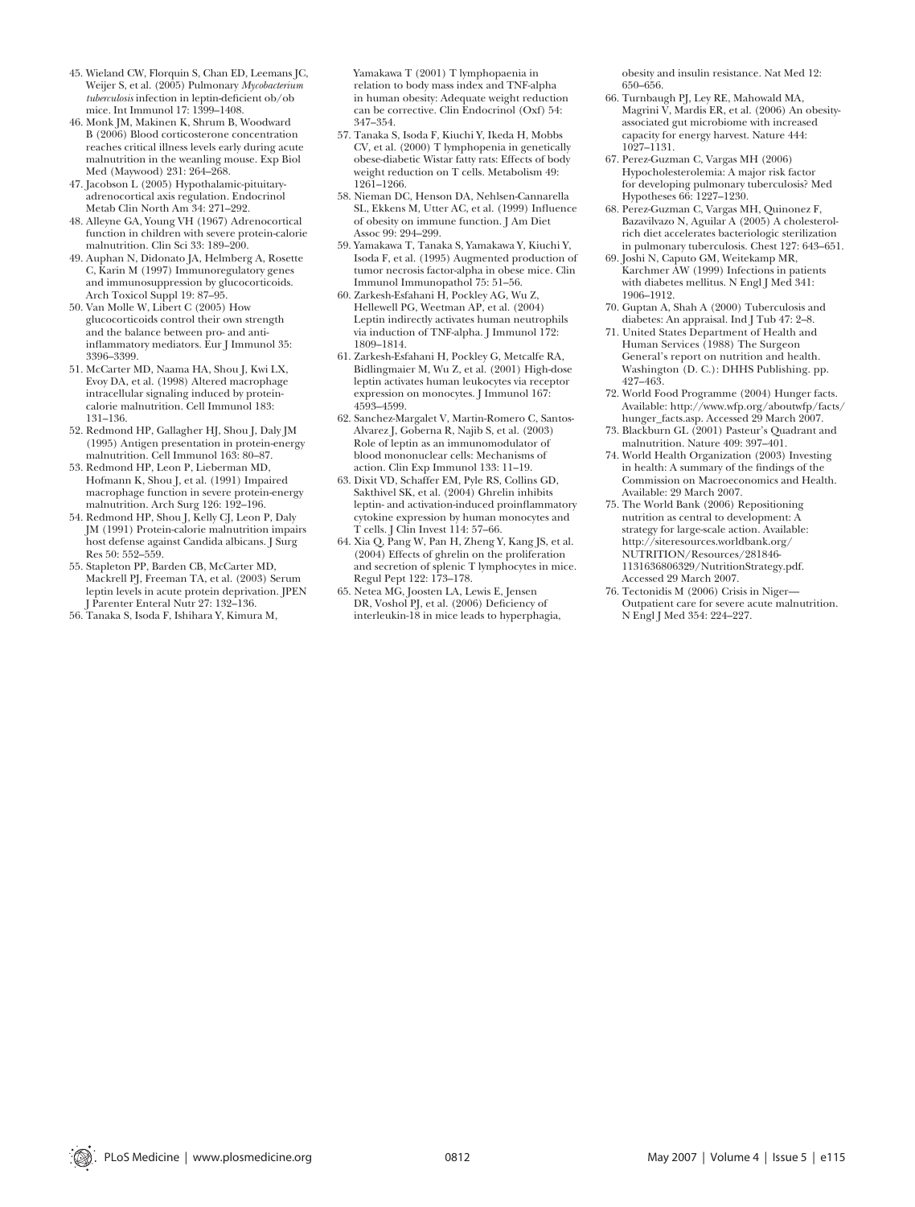45. Wieland CW, Florquin S, Chan ED, Leemans JC, Weijer S, et al. (2005) Pulmonary *Mycobacterium tuberculosis* infection in leptin-deficient ob/ob mice. Int Immunol 17: 1399–1408.
46. Monk JM, Makinen K, Shrum B, Woodward B (2006) Blood corticosterone concentration reaches critical illness levels early during acute malnutrition in the weanling mouse. Exp Biol Med (Maywood) 231: 264–268.
47. Jacobson L (2005) Hypothalamic-pituitary-adrenocortical axis regulation. Endocrinol Metab Clin North Am 34: 271–292.
48. Alleyne GA, Young VH (1967) Adrenocortical function in children with severe protein-calorie malnutrition. Clin Sci 33: 189–200.
49. Auphan N, Didonato JA, Helmberg A, Rosette C, Karin M (1997) Immunoregulatory genes and immunosuppression by glucocorticoids. Arch Toxicol Suppl 19: 87–95.
50. Van Molle W, Libert C (2005) How glucocorticoids control their own strength and the balance between pro- and anti-inflammatory mediators. Eur J Immunol 35: 3396–3399.
51. McCarter MD, Naama HA, Shou J, Kwi LX, Evoy DA, et al. (1998) Altered macrophage intracellular signaling induced by protein-calorie malnutrition. Cell Immunol 183: 131–136.
52. Redmond HP, Gallagher HJ, Shou J, Daly JM (1995) Antigen presentation in protein-energy malnutrition. Cell Immunol 163: 80–87.
53. Redmond HP, Leon P, Lieberman MD, Hofmann K, Shou J, et al. (1991) Impaired macrophage function in severe protein-energy malnutrition. Arch Surg 126: 192–196.
54. Redmond HP, Shou J, Kelly CJ, Leon P, Daly JM (1991) Protein-calorie malnutrition impairs host defense against Candida albicans. J Surg Res 50: 552–559.
55. Stapleton PP, Barden CB, McCarter MD, Mackrell PJ, Freeman TA, et al. (2003) Serum leptin levels in acute protein deprivation. JPEN J Parenter Enteral Nutr 27: 132–136.
56. Tanaka S, Isoda F, Ishihara Y, Kimura M, Yamakawa T (2001) T lymphopaenia in relation to body mass index and TNF-alpha in human obesity: Adequate weight reduction can be corrective. Clin Endocrinol (Oxf) 54: 347–354.
57. Tanaka S, Isoda F, Kiuchi Y, Ikeda H, Mobbs CV, et al. (2000) T lymphopenia in genetically obese-diabetic Wistar fatty rats: Effects of body weight reduction on T cells. Metabolism 49: 1261–1266.
58. Nieman DC, Henson DA, Nehlsen-Cannarella SL, Ekkens M, Utter AC, et al. (1999) Influence of obesity on immune function. J Am Diet Assoc 99: 294–299.
59. Yamakawa T, Tanaka S, Yamakawa Y, Kiuchi Y, Isoda F, et al. (1995) Augmented production of tumor necrosis factor-alpha in obese mice. Clin Immunol Immunopathol 75: 51–56.
60. Zarkesh-Esfahani H, Pockley AG, Wu Z, Hellewell PG, Weetman AP, et al. (2004) Leptin indirectly activates human neutrophils via induction of TNF-alpha. J Immunol 172: 1809–1814.
61. Zarkesh-Esfahani H, Pockley G, Metcalfe RA, Bidlingmaier M, Wu Z, et al. (2001) High-dose leptin activates human leukocytes via receptor expression on monocytes. J Immunol 167: 4593–4599.
62. Sanchez-Margalet V, Martin-Romero C, Santos-Alvarez J, Goberna R, Najib S, et al. (2003) Role of leptin as an immunomodulator of blood mononuclear cells: Mechanisms of action. Clin Exp Immunol 133: 11–19.
63. Dixit VD, Schaffer EM, Pyle RS, Collins GD, Sakthivel SK, et al. (2004) Ghrelin inhibits leptin- and activation-induced proinflammatory cytokine expression by human monocytes and T cells. J Clin Invest 114: 57–66.
64. Xia Q, Pang W, Pan H, Zheng Y, Kang JS, et al. (2004) Effects of ghrelin on the proliferation and secretion of splenic T lymphocytes in mice. Regul Pept 122: 173–178.
65. Netea MG, Joosten LA, Lewis E, Jensen DR, Voshol PJ, et al. (2006) Deficiency of interleukin-18 in mice leads to hyperphagia, obesity and insulin resistance. Nat Med 12: 650–656.
66. Turnbaugh PJ, Ley RE, Mahowald MA, Magrini V, Mardis ER, et al. (2006) An obesity-associated gut microbiome with increased capacity for energy harvest. Nature 444: 1027–1131.
67. Perez-Guzman C, Vargas MH (2006) Hypocholesterolemia: A major risk factor for developing pulmonary tuberculosis? Med Hypotheses 66: 1227–1230.
68. Perez-Guzman C, Vargas MH, Quinonez F, Bazavilvazo N, Aguilar A (2005) A cholesterol-rich diet accelerates bacteriologic sterilization in pulmonary tuberculosis. Chest 127: 643–651.
69. Joshi N, Caputo GM, Weitekamp MR, Karchmer AW (1999) Infections in patients with diabetes mellitus. N Engl J Med 341: 1906–1912.
70. Guptan A, Shah A (2000) Tuberculosis and diabetes: An appraisal. Ind J Tub 47: 2–8.
71. United States Department of Health and Human Services (1988) The Surgeon General's report on nutrition and health. Washington (D. C.): DHHS Publishing. pp. 427–463.
72. World Food Programme (2004) Hunger facts. Available: http://www.wfp.org/aboutwfp/facts/hunger_facts.asp. Accessed 29 March 2007.
73. Blackburn GL (2001) Pasteur's Quadrant and malnutrition. Nature 409: 397–401.
74. World Health Organization (2003) Investing in health: A summary of the findings of the Commission on Macroeconomics and Health. Available: 29 March 2007.
75. The World Bank (2006) Repositioning nutrition as central to development: A strategy for large-scale action. Available: http://siteresources.worldbank.org/NUTRITION/Resources/281846-1131636806329/NutritionStrategy.pdf. Accessed 29 March 2007.
76. Tectonidis M (2006) Crisis in Niger—Outpatient care for severe acute malnutrition. N Engl J Med 354: 224–227.